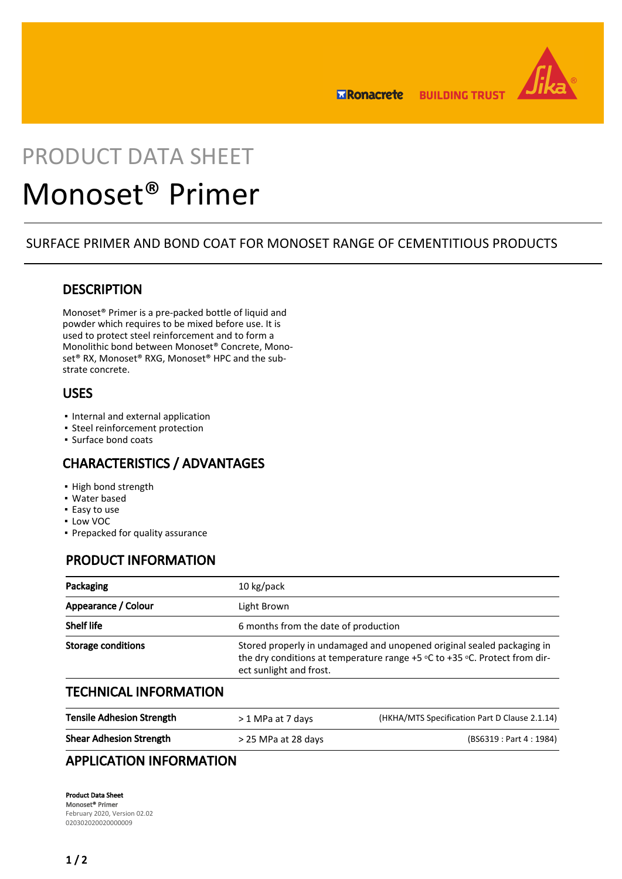# PRODUCT DATA SHEET

# Monoset® Primer

SURFACE PRIMER AND BOND COAT FOR MONOSET RANGE OF CEMENTITIOUS PRODUCTS

## DESCRIPTION

Monoset® Primer is a pre-packed bottle of liquid and powder which requires to be mixed before use. It is used to protect steel reinforcement and to form a Monolithic bond between Monoset® Concrete, Monoset® RX, Monoset® RXG, Monoset® HPC and the substrate concrete.

## USES

- Internal and external application
- Steel reinforcement protection
- Surface bond coats

## CHARACTERISTICS / ADVANTAGES

- High bond strength
- Water based
- Easy to use
- Low VOC
- Prepacked for quality assurance

## PRODUCT INFORMATION

| | |
|---|---|
| **Packaging** | 10 kg/pack |
| **Appearance / Colour** | Light Brown |
| **Shelf life** | 6 months from the date of production |
| **Storage conditions** | Stored properly in undamaged and unopened original sealed packaging in the dry conditions at temperature range +5 °C to +35 °C. Protect from direct sunlight and frost. |

## TECHNICAL INFORMATION

| | | |
|---|---|---|
| **Tensile Adhesion Strength** | > 1 MPa at 7 days | (HKHA/MTS Specification Part D Clause 2.1.14) |
| **Shear Adhesion Strength** | > 25 MPa at 28 days | (BS6319 : Part 4 : 1984) |

## APPLICATION INFORMATION

**Product Data Sheet**
**Monoset® Primer**
February 2020, Version 02.02
020302020020000009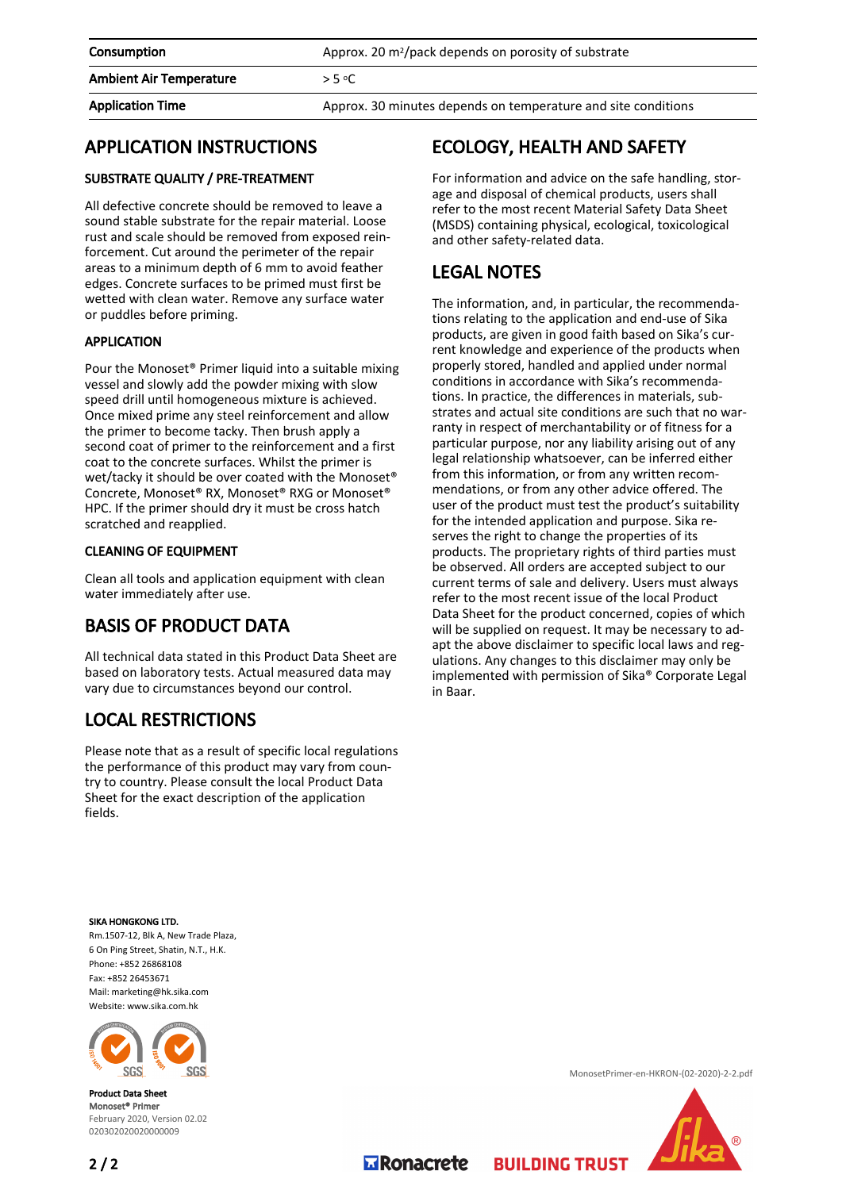| | |
|---|---|
| **Consumption** | Approx. 20 m²/pack depends on porosity of substrate |
| **Ambient Air Temperature** | > 5 °C |
| **Application Time** | Approx. 30 minutes depends on temperature and site conditions |

## APPLICATION INSTRUCTIONS

### SUBSTRATE QUALITY / PRE-TREATMENT

All defective concrete should be removed to leave a sound stable substrate for the repair material. Loose rust and scale should be removed from exposed reinforcement. Cut around the perimeter of the repair areas to a minimum depth of 6 mm to avoid feather edges. Concrete surfaces to be primed must first be wetted with clean water. Remove any surface water or puddles before priming.

### APPLICATION

Pour the Monoset® Primer liquid into a suitable mixing vessel and slowly add the powder mixing with slow speed drill until homogeneous mixture is achieved. Once mixed prime any steel reinforcement and allow the primer to become tacky. Then brush apply a second coat of primer to the reinforcement and a first coat to the concrete surfaces. Whilst the primer is wet/tacky it should be over coated with the Monoset® Concrete, Monoset® RX, Monoset® RXG or Monoset® HPC. If the primer should dry it must be cross hatch scratched and reapplied.

### CLEANING OF EQUIPMENT

Clean all tools and application equipment with clean water immediately after use.

## BASIS OF PRODUCT DATA

All technical data stated in this Product Data Sheet are based on laboratory tests. Actual measured data may vary due to circumstances beyond our control.

## LOCAL RESTRICTIONS

Please note that as a result of specific local regulations the performance of this product may vary from country to country. Please consult the local Product Data Sheet for the exact description of the application fields.

## ECOLOGY, HEALTH AND SAFETY

For information and advice on the safe handling, storage and disposal of chemical products, users shall refer to the most recent Material Safety Data Sheet (MSDS) containing physical, ecological, toxicological and other safety-related data.

## LEGAL NOTES

The information, and, in particular, the recommendations relating to the application and end-use of Sika products, are given in good faith based on Sika's current knowledge and experience of the products when properly stored, handled and applied under normal conditions in accordance with Sika's recommendations. In practice, the differences in materials, substrates and actual site conditions are such that no warranty in respect of merchantability or of fitness for a particular purpose, nor any liability arising out of any legal relationship whatsoever, can be inferred either from this information, or from any written recommendations, or from any other advice offered. The user of the product must test the product's suitability for the intended application and purpose. Sika reserves the right to change the properties of its products. The proprietary rights of third parties must be observed. All orders are accepted subject to our current terms of sale and delivery. Users must always refer to the most recent issue of the local Product Data Sheet for the product concerned, copies of which will be supplied on request. It may be necessary to adapt the above disclaimer to specific local laws and regulations. Any changes to this disclaimer may only be implemented with permission of Sika® Corporate Legal in Baar.

**SIKA HONGKONG LTD.**
Rm.1507-12, Blk A, New Trade Plaza,
6 On Ping Street, Shatin, N.T., H.K.
Phone: +852 26868108
Fax: +852 26453671
Mail: marketing@hk.sika.com
Website: www.sika.com.hk

**Product Data Sheet**
**Monoset® Primer**
February 2020, Version 02.02
020302020020000009

MonosetPrimer-en-HKRON-(02-2020)-2-2.pdf

Ronacrete BUILDING TRUST